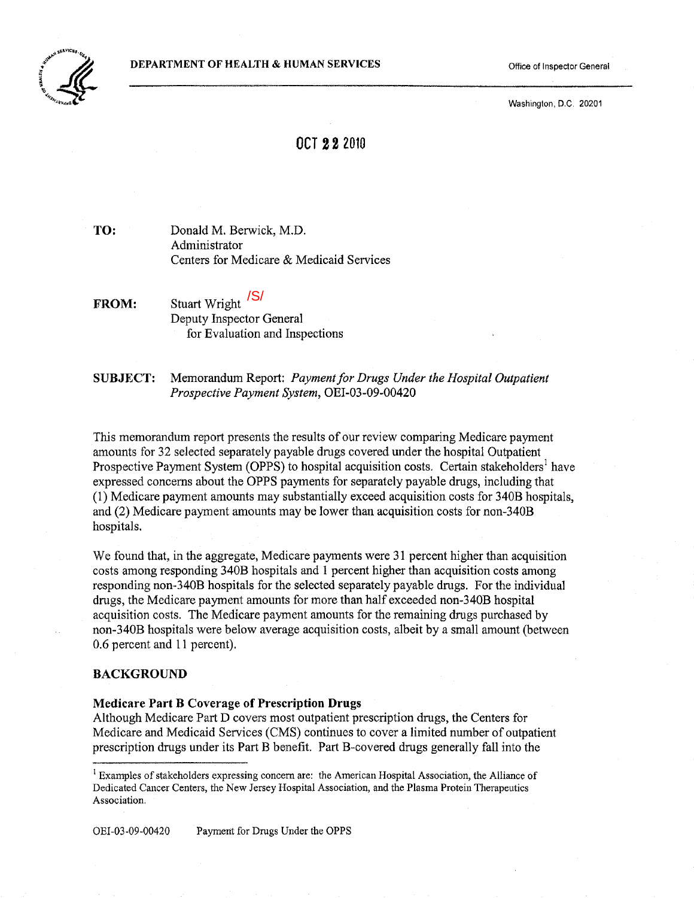**DEPARTMENT OF HEALTH & HUMAN SERVICES**

Office of Inspector General

Washington, D.C. 20201

OCT 22 2010

**TO:** Donald M. Berwick, M.D.
Administrator
Centers for Medicare & Medicaid Services

**FROM:** Stuart Wright /S/
Deputy Inspector General
for Evaluation and Inspections

**SUBJECT:** Memorandum Report: *Payment for Drugs Under the Hospital Outpatient Prospective Payment System*, OEI-03-09-00420

This memorandum report presents the results of our review comparing Medicare payment amounts for 32 selected separately payable drugs covered under the hospital Outpatient Prospective Payment System (OPPS) to hospital acquisition costs. Certain stakeholders[1] have expressed concerns about the OPPS payments for separately payable drugs, including that (1) Medicare payment amounts may substantially exceed acquisition costs for 340B hospitals, and (2) Medicare payment amounts may be lower than acquisition costs for non-340B hospitals.

We found that, in the aggregate, Medicare payments were 31 percent higher than acquisition costs among responding 340B hospitals and 1 percent higher than acquisition costs among responding non-340B hospitals for the selected separately payable drugs. For the individual drugs, the Medicare payment amounts for more than half exceeded non-340B hospital acquisition costs. The Medicare payment amounts for the remaining drugs purchased by non-340B hospitals were below average acquisition costs, albeit by a small amount (between 0.6 percent and 11 percent).

## BACKGROUND

### Medicare Part B Coverage of Prescription Drugs

Although Medicare Part D covers most outpatient prescription drugs, the Centers for Medicare and Medicaid Services (CMS) continues to cover a limited number of outpatient prescription drugs under its Part B benefit. Part B-covered drugs generally fall into the

[1] Examples of stakeholders expressing concern are: the American Hospital Association, the Alliance of Dedicated Cancer Centers, the New Jersey Hospital Association, and the Plasma Protein Therapeutics Association.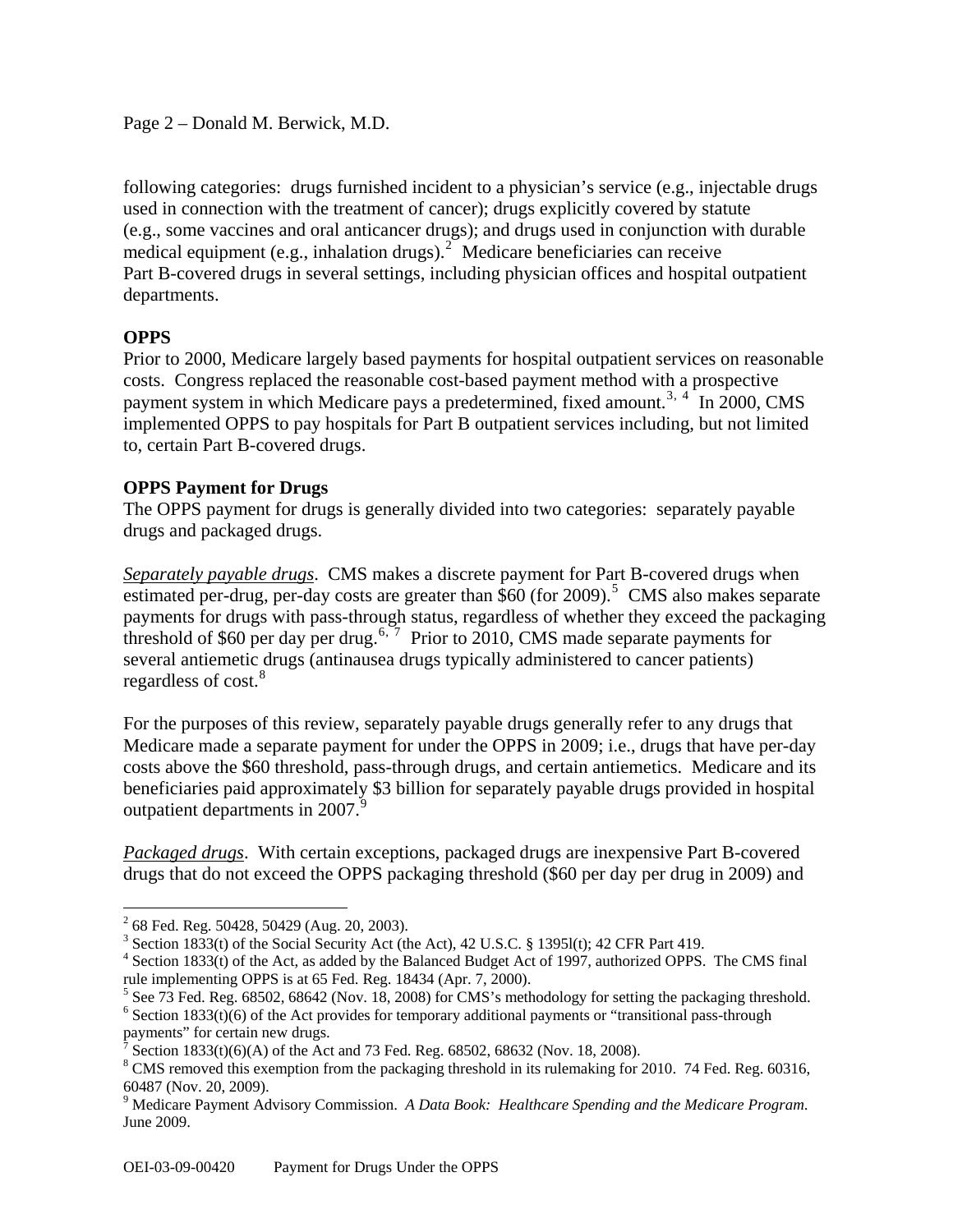following categories: drugs furnished incident to a physician's service (e.g., injectable drugs used in connection with the treatment of cancer); drugs explicitly covered by statute (e.g., some vaccines and oral anticancer drugs); and drugs used in conjunction with durable medical equipment (e.g., inhalation drugs).[2] Medicare beneficiaries can receive Part B-covered drugs in several settings, including physician offices and hospital outpatient departments.

**OPPS**

Prior to 2000, Medicare largely based payments for hospital outpatient services on reasonable costs. Congress replaced the reasonable cost-based payment method with a prospective payment system in which Medicare pays a predetermined, fixed amount.[3, 4] In 2000, CMS implemented OPPS to pay hospitals for Part B outpatient services including, but not limited to, certain Part B-covered drugs.

**OPPS Payment for Drugs**

The OPPS payment for drugs is generally divided into two categories: separately payable drugs and packaged drugs.

*Separately payable drugs*. CMS makes a discrete payment for Part B-covered drugs when estimated per-drug, per-day costs are greater than $60 (for 2009).[5] CMS also makes separate payments for drugs with pass-through status, regardless of whether they exceed the packaging threshold of $60 per day per drug.[6, 7] Prior to 2010, CMS made separate payments for several antiemetic drugs (antinausea drugs typically administered to cancer patients) regardless of cost.[8]

For the purposes of this review, separately payable drugs generally refer to any drugs that Medicare made a separate payment for under the OPPS in 2009; i.e., drugs that have per-day costs above the $60 threshold, pass-through drugs, and certain antiemetics. Medicare and its beneficiaries paid approximately $3 billion for separately payable drugs provided in hospital outpatient departments in 2007.[9]

*Packaged drugs*. With certain exceptions, packaged drugs are inexpensive Part B-covered drugs that do not exceed the OPPS packaging threshold ($60 per day per drug in 2009) and

---

[2] 68 Fed. Reg. 50428, 50429 (Aug. 20, 2003).

[3] Section 1833(t) of the Social Security Act (the Act), 42 U.S.C. § 1395l(t); 42 CFR Part 419.

[4] Section 1833(t) of the Act, as added by the Balanced Budget Act of 1997, authorized OPPS. The CMS final rule implementing OPPS is at 65 Fed. Reg. 18434 (Apr. 7, 2000).

[5] See 73 Fed. Reg. 68502, 68642 (Nov. 18, 2008) for CMS's methodology for setting the packaging threshold.

[6] Section 1833(t)(6) of the Act provides for temporary additional payments or "transitional pass-through payments" for certain new drugs.

[7] Section 1833(t)(6)(A) of the Act and 73 Fed. Reg. 68502, 68632 (Nov. 18, 2008).

[8] CMS removed this exemption from the packaging threshold in its rulemaking for 2010. 74 Fed. Reg. 60316, 60487 (Nov. 20, 2009).

[9] Medicare Payment Advisory Commission. *A Data Book: Healthcare Spending and the Medicare Program*. June 2009.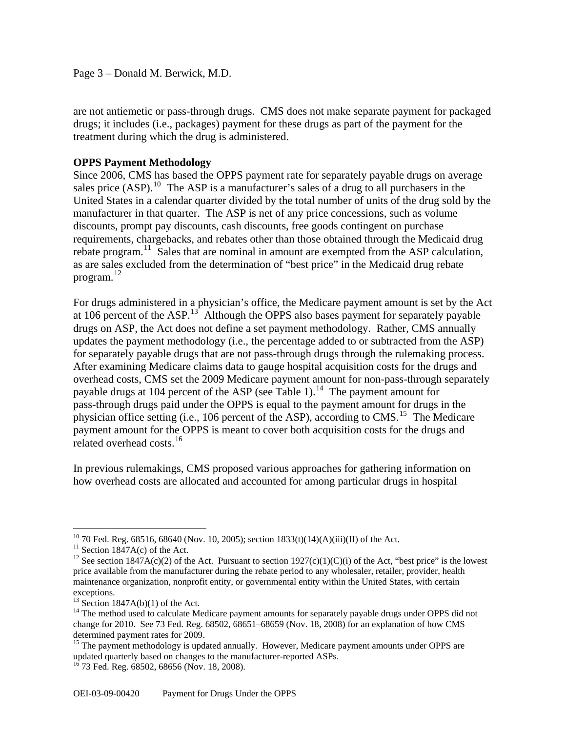are not antiemetic or pass-through drugs. CMS does not make separate payment for packaged drugs; it includes (i.e., packages) payment for these drugs as part of the payment for the treatment during which the drug is administered.

**OPPS Payment Methodology**

Since 2006, CMS has based the OPPS payment rate for separately payable drugs on average sales price (ASP).[10] The ASP is a manufacturer's sales of a drug to all purchasers in the United States in a calendar quarter divided by the total number of units of the drug sold by the manufacturer in that quarter. The ASP is net of any price concessions, such as volume discounts, prompt pay discounts, cash discounts, free goods contingent on purchase requirements, chargebacks, and rebates other than those obtained through the Medicaid drug rebate program.[11] Sales that are nominal in amount are exempted from the ASP calculation, as are sales excluded from the determination of "best price" in the Medicaid drug rebate program.[12]

For drugs administered in a physician's office, the Medicare payment amount is set by the Act at 106 percent of the ASP.[13] Although the OPPS also bases payment for separately payable drugs on ASP, the Act does not define a set payment methodology. Rather, CMS annually updates the payment methodology (i.e., the percentage added to or subtracted from the ASP) for separately payable drugs that are not pass-through drugs through the rulemaking process. After examining Medicare claims data to gauge hospital acquisition costs for the drugs and overhead costs, CMS set the 2009 Medicare payment amount for non-pass-through separately payable drugs at 104 percent of the ASP (see Table 1).[14] The payment amount for pass-through drugs paid under the OPPS is equal to the payment amount for drugs in the physician office setting (i.e., 106 percent of the ASP), according to CMS.[15] The Medicare payment amount for the OPPS is meant to cover both acquisition costs for the drugs and related overhead costs.[16]

In previous rulemakings, CMS proposed various approaches for gathering information on how overhead costs are allocated and accounted for among particular drugs in hospital

---

[10] 70 Fed. Reg. 68516, 68640 (Nov. 10, 2005); section 1833(t)(14)(A)(iii)(II) of the Act.

[11] Section 1847A(c) of the Act.

[12] See section 1847A(c)(2) of the Act. Pursuant to section 1927(c)(1)(C)(i) of the Act, "best price" is the lowest price available from the manufacturer during the rebate period to any wholesaler, retailer, provider, health maintenance organization, nonprofit entity, or governmental entity within the United States, with certain exceptions.

[13] Section 1847A(b)(1) of the Act.

[14] The method used to calculate Medicare payment amounts for separately payable drugs under OPPS did not change for 2010. See 73 Fed. Reg. 68502, 68651–68659 (Nov. 18, 2008) for an explanation of how CMS determined payment rates for 2009.

[15] The payment methodology is updated annually. However, Medicare payment amounts under OPPS are updated quarterly based on changes to the manufacturer-reported ASPs.

[16] 73 Fed. Reg. 68502, 68656 (Nov. 18, 2008).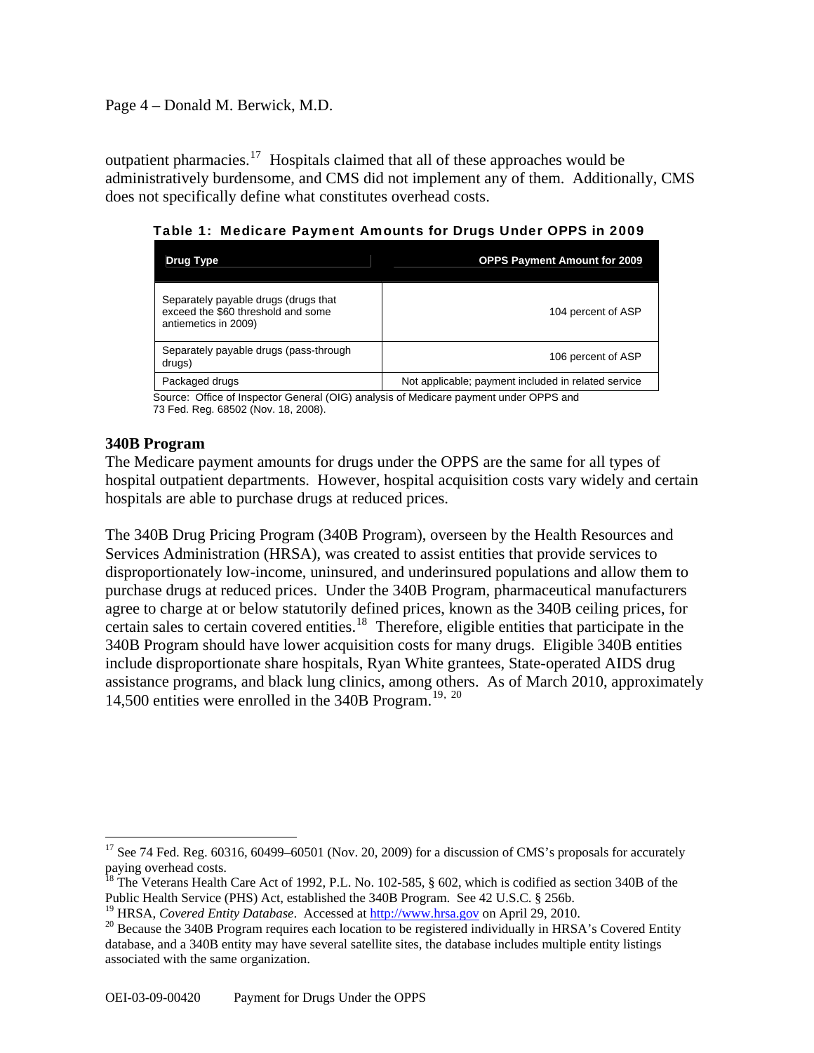outpatient pharmacies.[17] Hospitals claimed that all of these approaches would be administratively burdensome, and CMS did not implement any of them. Additionally, CMS does not specifically define what constitutes overhead costs.

**Table 1: Medicare Payment Amounts for Drugs Under OPPS in 2009**

| Drug Type | OPPS Payment Amount for 2009 |
| --- | --- |
| Separately payable drugs (drugs that exceed the $60 threshold and some antiemetics in 2009) | 104 percent of ASP |
| Separately payable drugs (pass-through drugs) | 106 percent of ASP |
| Packaged drugs | Not applicable; payment included in related service |

Source: Office of Inspector General (OIG) analysis of Medicare payment under OPPS and 73 Fed. Reg. 68502 (Nov. 18, 2008).

### 340B Program

The Medicare payment amounts for drugs under the OPPS are the same for all types of hospital outpatient departments. However, hospital acquisition costs vary widely and certain hospitals are able to purchase drugs at reduced prices.

The 340B Drug Pricing Program (340B Program), overseen by the Health Resources and Services Administration (HRSA), was created to assist entities that provide services to disproportionately low-income, uninsured, and underinsured populations and allow them to purchase drugs at reduced prices. Under the 340B Program, pharmaceutical manufacturers agree to charge at or below statutorily defined prices, known as the 340B ceiling prices, for certain sales to certain covered entities.[18] Therefore, eligible entities that participate in the 340B Program should have lower acquisition costs for many drugs. Eligible 340B entities include disproportionate share hospitals, Ryan White grantees, State-operated AIDS drug assistance programs, and black lung clinics, among others. As of March 2010, approximately 14,500 entities were enrolled in the 340B Program.[19, 20]

---

[17] See 74 Fed. Reg. 60316, 60499–60501 (Nov. 20, 2009) for a discussion of CMS's proposals for accurately paying overhead costs.

[18] The Veterans Health Care Act of 1992, P.L. No. 102-585, § 602, which is codified as section 340B of the Public Health Service (PHS) Act, established the 340B Program. See 42 U.S.C. § 256b.

[19] HRSA, *Covered Entity Database*. Accessed at http://www.hrsa.gov on April 29, 2010.

[20] Because the 340B Program requires each location to be registered individually in HRSA's Covered Entity database, and a 340B entity may have several satellite sites, the database includes multiple entity listings associated with the same organization.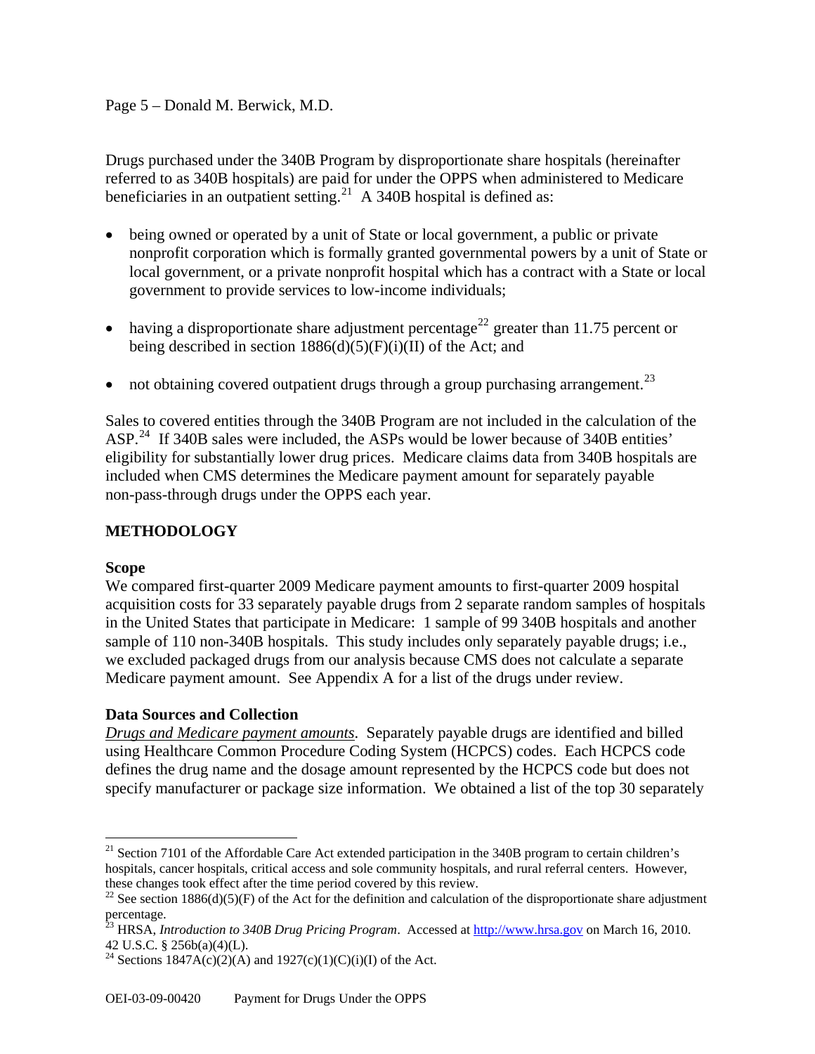Drugs purchased under the 340B Program by disproportionate share hospitals (hereinafter referred to as 340B hospitals) are paid for under the OPPS when administered to Medicare beneficiaries in an outpatient setting.[21] A 340B hospital is defined as:

- being owned or operated by a unit of State or local government, a public or private nonprofit corporation which is formally granted governmental powers by a unit of State or local government, or a private nonprofit hospital which has a contract with a State or local government to provide services to low-income individuals;
- having a disproportionate share adjustment percentage[22] greater than 11.75 percent or being described in section 1886(d)(5)(F)(i)(II) of the Act; and
- not obtaining covered outpatient drugs through a group purchasing arrangement.[23]

Sales to covered entities through the 340B Program are not included in the calculation of the ASP.[24] If 340B sales were included, the ASPs would be lower because of 340B entities' eligibility for substantially lower drug prices. Medicare claims data from 340B hospitals are included when CMS determines the Medicare payment amount for separately payable non-pass-through drugs under the OPPS each year.

## METHODOLOGY

### Scope

We compared first-quarter 2009 Medicare payment amounts to first-quarter 2009 hospital acquisition costs for 33 separately payable drugs from 2 separate random samples of hospitals in the United States that participate in Medicare: 1 sample of 99 340B hospitals and another sample of 110 non-340B hospitals. This study includes only separately payable drugs; i.e., we excluded packaged drugs from our analysis because CMS does not calculate a separate Medicare payment amount. See Appendix A for a list of the drugs under review.

### Data Sources and Collection

*Drugs and Medicare payment amounts*. Separately payable drugs are identified and billed using Healthcare Common Procedure Coding System (HCPCS) codes. Each HCPCS code defines the drug name and the dosage amount represented by the HCPCS code but does not specify manufacturer or package size information. We obtained a list of the top 30 separately

---

[21] Section 7101 of the Affordable Care Act extended participation in the 340B program to certain children's hospitals, cancer hospitals, critical access and sole community hospitals, and rural referral centers. However, these changes took effect after the time period covered by this review.

[22] See section 1886(d)(5)(F) of the Act for the definition and calculation of the disproportionate share adjustment percentage.

[23] HRSA, *Introduction to 340B Drug Pricing Program*. Accessed at http://www.hrsa.gov on March 16, 2010. 42 U.S.C. § 256b(a)(4)(L).

[24] Sections 1847A(c)(2)(A) and 1927(c)(1)(C)(i)(I) of the Act.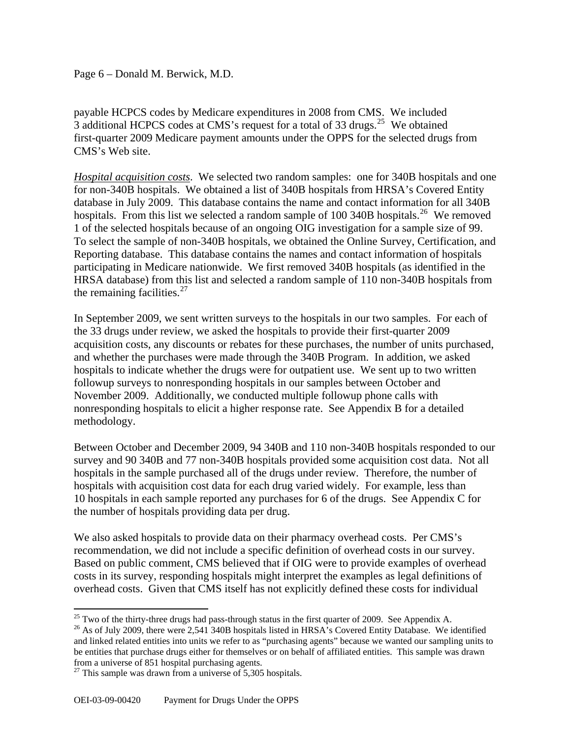payable HCPCS codes by Medicare expenditures in 2008 from CMS. We included 3 additional HCPCS codes at CMS's request for a total of 33 drugs.[25] We obtained first-quarter 2009 Medicare payment amounts under the OPPS for the selected drugs from CMS's Web site.

*Hospital acquisition costs*. We selected two random samples: one for 340B hospitals and one for non-340B hospitals. We obtained a list of 340B hospitals from HRSA's Covered Entity database in July 2009. This database contains the name and contact information for all 340B hospitals. From this list we selected a random sample of 100 340B hospitals.[26] We removed 1 of the selected hospitals because of an ongoing OIG investigation for a sample size of 99. To select the sample of non-340B hospitals, we obtained the Online Survey, Certification, and Reporting database. This database contains the names and contact information of hospitals participating in Medicare nationwide. We first removed 340B hospitals (as identified in the HRSA database) from this list and selected a random sample of 110 non-340B hospitals from the remaining facilities.[27]

In September 2009, we sent written surveys to the hospitals in our two samples. For each of the 33 drugs under review, we asked the hospitals to provide their first-quarter 2009 acquisition costs, any discounts or rebates for these purchases, the number of units purchased, and whether the purchases were made through the 340B Program. In addition, we asked hospitals to indicate whether the drugs were for outpatient use. We sent up to two written followup surveys to nonresponding hospitals in our samples between October and November 2009. Additionally, we conducted multiple followup phone calls with nonresponding hospitals to elicit a higher response rate. See Appendix B for a detailed methodology.

Between October and December 2009, 94 340B and 110 non-340B hospitals responded to our survey and 90 340B and 77 non-340B hospitals provided some acquisition cost data. Not all hospitals in the sample purchased all of the drugs under review. Therefore, the number of hospitals with acquisition cost data for each drug varied widely. For example, less than 10 hospitals in each sample reported any purchases for 6 of the drugs. See Appendix C for the number of hospitals providing data per drug.

We also asked hospitals to provide data on their pharmacy overhead costs. Per CMS's recommendation, we did not include a specific definition of overhead costs in our survey. Based on public comment, CMS believed that if OIG were to provide examples of overhead costs in its survey, responding hospitals might interpret the examples as legal definitions of overhead costs. Given that CMS itself has not explicitly defined these costs for individual

---

[25] Two of the thirty-three drugs had pass-through status in the first quarter of 2009. See Appendix A.

[26] As of July 2009, there were 2,541 340B hospitals listed in HRSA's Covered Entity Database. We identified and linked related entities into units we refer to as "purchasing agents" because we wanted our sampling units to be entities that purchase drugs either for themselves or on behalf of affiliated entities. This sample was drawn from a universe of 851 hospital purchasing agents.

[27] This sample was drawn from a universe of 5,305 hospitals.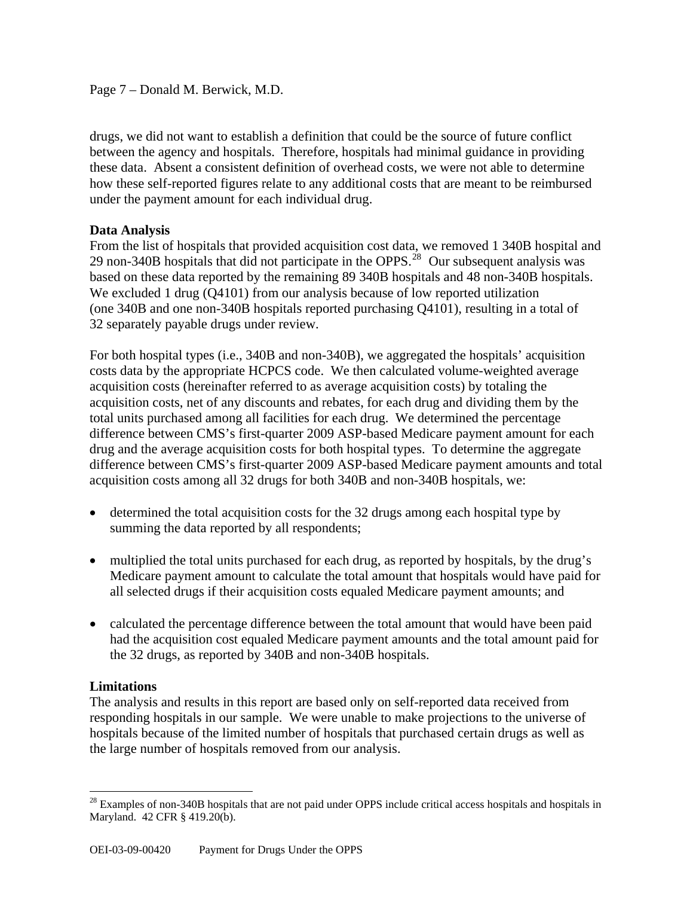drugs, we did not want to establish a definition that could be the source of future conflict between the agency and hospitals. Therefore, hospitals had minimal guidance in providing these data. Absent a consistent definition of overhead costs, we were not able to determine how these self-reported figures relate to any additional costs that are meant to be reimbursed under the payment amount for each individual drug.

**Data Analysis**

From the list of hospitals that provided acquisition cost data, we removed 1 340B hospital and 29 non-340B hospitals that did not participate in the OPPS.[28] Our subsequent analysis was based on these data reported by the remaining 89 340B hospitals and 48 non-340B hospitals. We excluded 1 drug (Q4101) from our analysis because of low reported utilization (one 340B and one non-340B hospitals reported purchasing Q4101), resulting in a total of 32 separately payable drugs under review.

For both hospital types (i.e., 340B and non-340B), we aggregated the hospitals' acquisition costs data by the appropriate HCPCS code. We then calculated volume-weighted average acquisition costs (hereinafter referred to as average acquisition costs) by totaling the acquisition costs, net of any discounts and rebates, for each drug and dividing them by the total units purchased among all facilities for each drug. We determined the percentage difference between CMS's first-quarter 2009 ASP-based Medicare payment amount for each drug and the average acquisition costs for both hospital types. To determine the aggregate difference between CMS's first-quarter 2009 ASP-based Medicare payment amounts and total acquisition costs among all 32 drugs for both 340B and non-340B hospitals, we:

- determined the total acquisition costs for the 32 drugs among each hospital type by summing the data reported by all respondents;
- multiplied the total units purchased for each drug, as reported by hospitals, by the drug's Medicare payment amount to calculate the total amount that hospitals would have paid for all selected drugs if their acquisition costs equaled Medicare payment amounts; and
- calculated the percentage difference between the total amount that would have been paid had the acquisition cost equaled Medicare payment amounts and the total amount paid for the 32 drugs, as reported by 340B and non-340B hospitals.

**Limitations**

The analysis and results in this report are based only on self-reported data received from responding hospitals in our sample. We were unable to make projections to the universe of hospitals because of the limited number of hospitals that purchased certain drugs as well as the large number of hospitals removed from our analysis.

[28] Examples of non-340B hospitals that are not paid under OPPS include critical access hospitals and hospitals in Maryland. 42 CFR § 419.20(b).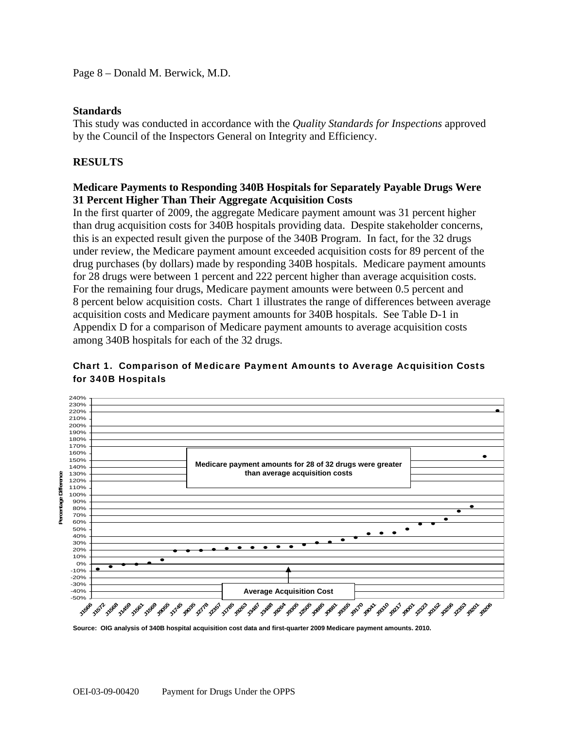## Standards

This study was conducted in accordance with the *Quality Standards for Inspections* approved by the Council of the Inspectors General on Integrity and Efficiency.

## RESULTS

### Medicare Payments to Responding 340B Hospitals for Separately Payable Drugs Were 31 Percent Higher Than Their Aggregate Acquisition Costs

In the first quarter of 2009, the aggregate Medicare payment amount was 31 percent higher than drug acquisition costs for 340B hospitals providing data. Despite stakeholder concerns, this is an expected result given the purpose of the 340B Program. In fact, for the 32 drugs under review, the Medicare payment amount exceeded acquisition costs for 89 percent of the drug purchases (by dollars) made by responding 340B hospitals. Medicare payment amounts for 28 drugs were between 1 percent and 222 percent higher than average acquisition costs. For the remaining four drugs, Medicare payment amounts were between 0.5 percent and 8 percent below acquisition costs. Chart 1 illustrates the range of differences between average acquisition costs and Medicare payment amounts for 340B hospitals. See Table D-1 in Appendix D for a comparison of Medicare payment amounts to average acquisition costs among 340B hospitals for each of the 32 drugs.

**Chart 1. Comparison of Medicare Payment Amounts to Average Acquisition Costs for 340B Hospitals**

Medicare payment amounts for 28 of 32 drugs were greater than average acquisition costs

Average Acquisition Cost

Percentage Difference

J1566, J1572, J1568, J1459, J1561, J1569, J9055, J1745, J9035, J2778, J2357, J1785, J9263, J3487, J3488, J9264, J9305, J2505, J0885, J0881, J9355, J9170, J9041, J9310, J9217, J9001, J2323, J0152, J0256, J2353, J9201, J9206

Source: OIG analysis of 340B hospital acquisition cost data and first-quarter 2009 Medicare payment amounts. 2010.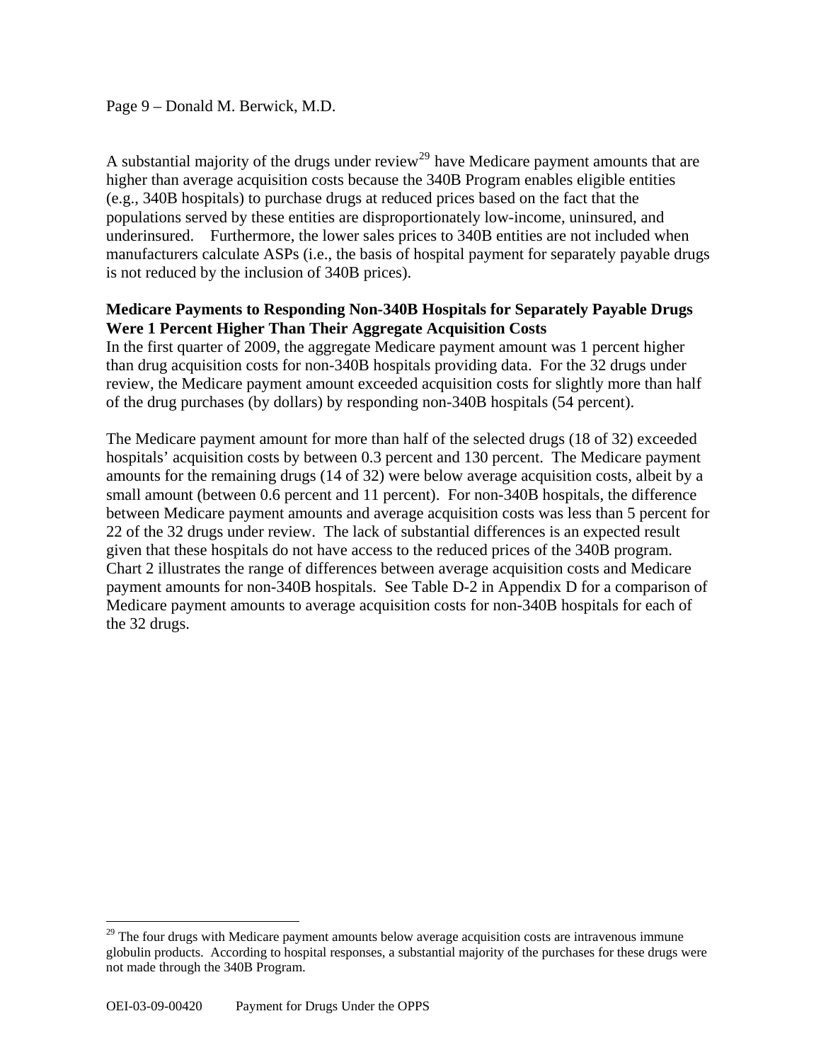A substantial majority of the drugs under review[29] have Medicare payment amounts that are higher than average acquisition costs because the 340B Program enables eligible entities (e.g., 340B hospitals) to purchase drugs at reduced prices based on the fact that the populations served by these entities are disproportionately low-income, uninsured, and underinsured. Furthermore, the lower sales prices to 340B entities are not included when manufacturers calculate ASPs (i.e., the basis of hospital payment for separately payable drugs is not reduced by the inclusion of 340B prices).

**Medicare Payments to Responding Non-340B Hospitals for Separately Payable Drugs Were 1 Percent Higher Than Their Aggregate Acquisition Costs**

In the first quarter of 2009, the aggregate Medicare payment amount was 1 percent higher than drug acquisition costs for non-340B hospitals providing data. For the 32 drugs under review, the Medicare payment amount exceeded acquisition costs for slightly more than half of the drug purchases (by dollars) by responding non-340B hospitals (54 percent).

The Medicare payment amount for more than half of the selected drugs (18 of 32) exceeded hospitals' acquisition costs by between 0.3 percent and 130 percent. The Medicare payment amounts for the remaining drugs (14 of 32) were below average acquisition costs, albeit by a small amount (between 0.6 percent and 11 percent). For non-340B hospitals, the difference between Medicare payment amounts and average acquisition costs was less than 5 percent for 22 of the 32 drugs under review. The lack of substantial differences is an expected result given that these hospitals do not have access to the reduced prices of the 340B program. Chart 2 illustrates the range of differences between average acquisition costs and Medicare payment amounts for non-340B hospitals. See Table D-2 in Appendix D for a comparison of Medicare payment amounts to average acquisition costs for non-340B hospitals for each of the 32 drugs.

[29] The four drugs with Medicare payment amounts below average acquisition costs are intravenous immune globulin products. According to hospital responses, a substantial majority of the purchases for these drugs were not made through the 340B Program.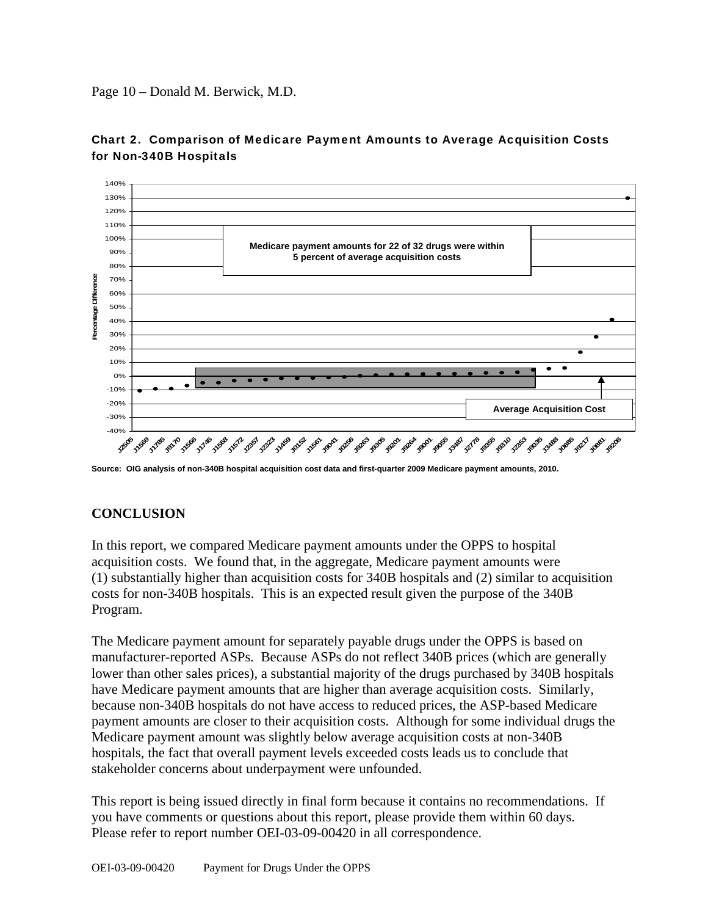Page 10 – Donald M. Berwick, M.D.

**Chart 2. Comparison of Medicare Payment Amounts to Average Acquisition Costs for Non-340B Hospitals**

Medicare payment amounts for 22 of 32 drugs were within 5 percent of average acquisition costs

Average Acquisition Cost

Percentage Difference

J2505, J1569, J1785, J9170, J1566, J1745, J1568, J1572, J2357, J2323, J1459, J0152, J1561, J9041, J0256, J9263, J9305, J9201, J9264, J9001, J9055, J3487, J2778, J9355, J9310, J2353, J9035, J3488, J0885, J9217, J0881, J9206

**Source: OIG analysis of non-340B hospital acquisition cost data and first-quarter 2009 Medicare payment amounts, 2010.**

## CONCLUSION

In this report, we compared Medicare payment amounts under the OPPS to hospital acquisition costs. We found that, in the aggregate, Medicare payment amounts were (1) substantially higher than acquisition costs for 340B hospitals and (2) similar to acquisition costs for non-340B hospitals. This is an expected result given the purpose of the 340B Program.

The Medicare payment amount for separately payable drugs under the OPPS is based on manufacturer-reported ASPs. Because ASPs do not reflect 340B prices (which are generally lower than other sales prices), a substantial majority of the drugs purchased by 340B hospitals have Medicare payment amounts that are higher than average acquisition costs. Similarly, because non-340B hospitals do not have access to reduced prices, the ASP-based Medicare payment amounts are closer to their acquisition costs. Although for some individual drugs the Medicare payment amount was slightly below average acquisition costs at non-340B hospitals, the fact that overall payment levels exceeded costs leads us to conclude that stakeholder concerns about underpayment were unfounded.

This report is being issued directly in final form because it contains no recommendations. If you have comments or questions about this report, please provide them within 60 days. Please refer to report number OEI-03-09-00420 in all correspondence.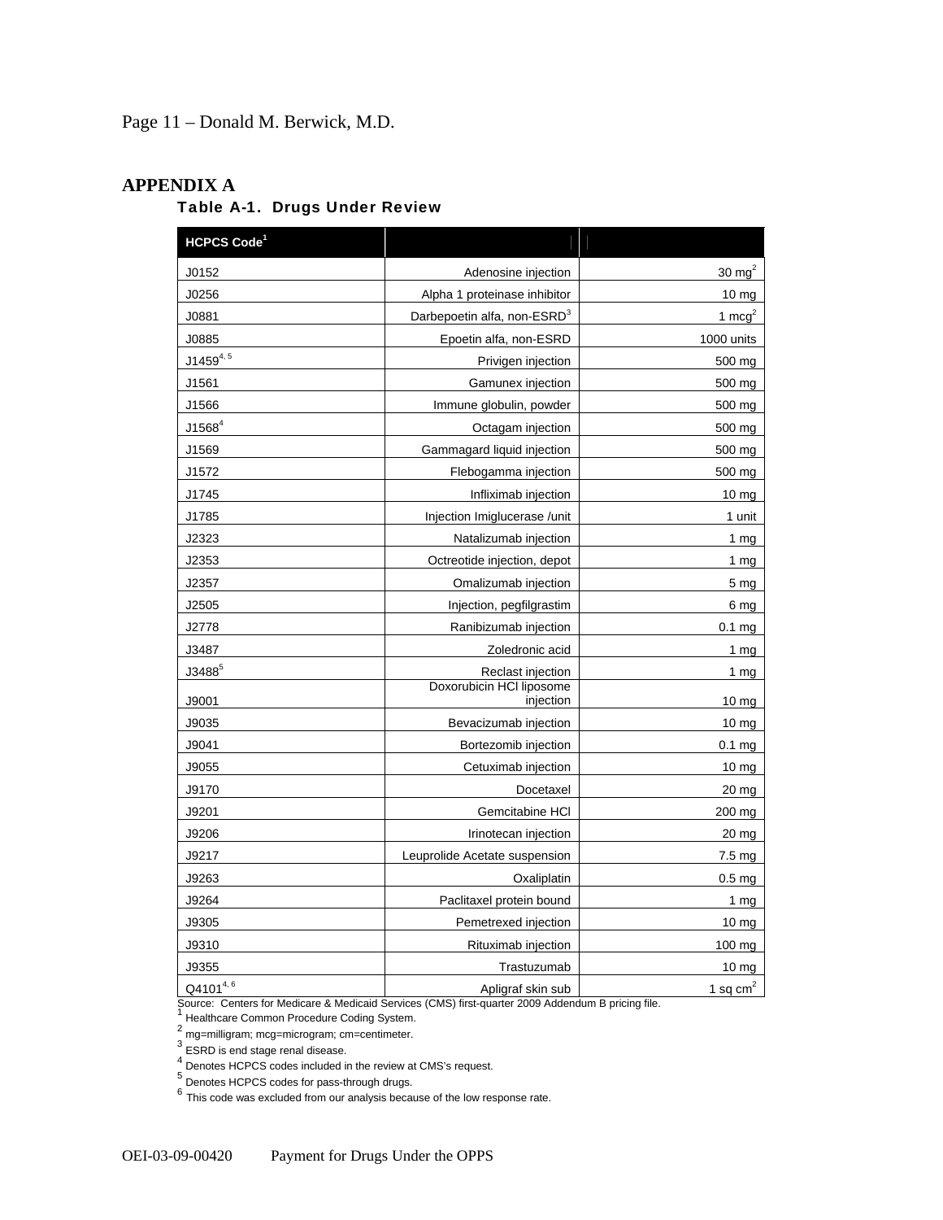## APPENDIX A

### Table A-1. Drugs Under Review

| HCPCS Code[1] | | |
|---|---|---|
| J0152 | Adenosine injection | 30 mg[2] |
| J0256 | Alpha 1 proteinase inhibitor | 10 mg |
| J0881 | Darbepoetin alfa, non-ESRD[3] | 1 mcg[2] |
| J0885 | Epoetin alfa, non-ESRD | 1000 units |
| J1459[4, 5] | Privigen injection | 500 mg |
| J1561 | Gamunex injection | 500 mg |
| J1566 | Immune globulin, powder | 500 mg |
| J1568[4] | Octagam injection | 500 mg |
| J1569 | Gammagard liquid injection | 500 mg |
| J1572 | Flebogamma injection | 500 mg |
| J1745 | Infliximab injection | 10 mg |
| J1785 | Injection Imiglucerase /unit | 1 unit |
| J2323 | Natalizumab injection | 1 mg |
| J2353 | Octreotide injection, depot | 1 mg |
| J2357 | Omalizumab injection | 5 mg |
| J2505 | Injection, pegfilgrastim | 6 mg |
| J2778 | Ranibizumab injection | 0.1 mg |
| J3487 | Zoledronic acid | 1 mg |
| J3488[5] | Reclast injection | 1 mg |
| J9001 | Doxorubicin HCl liposome injection | 10 mg |
| J9035 | Bevacizumab injection | 10 mg |
| J9041 | Bortezomib injection | 0.1 mg |
| J9055 | Cetuximab injection | 10 mg |
| J9170 | Docetaxel | 20 mg |
| J9201 | Gemcitabine HCl | 200 mg |
| J9206 | Irinotecan injection | 20 mg |
| J9217 | Leuprolide Acetate suspension | 7.5 mg |
| J9263 | Oxaliplatin | 0.5 mg |
| J9264 | Paclitaxel protein bound | 1 mg |
| J9305 | Pemetrexed injection | 10 mg |
| J9310 | Rituximab injection | 100 mg |
| J9355 | Trastuzumab | 10 mg |
| Q4101[4, 6] | Apligraf skin sub | 1 sq cm[2] |

Source: Centers for Medicare & Medicaid Services (CMS) first-quarter 2009 Addendum B pricing file.

[1] Healthcare Common Procedure Coding System.

[2] mg=milligram; mcg=microgram; cm=centimeter.

[3] ESRD is end stage renal disease.

[4] Denotes HCPCS codes included in the review at CMS's request.

[5] Denotes HCPCS codes for pass-through drugs.

[6] This code was excluded from our analysis because of the low response rate.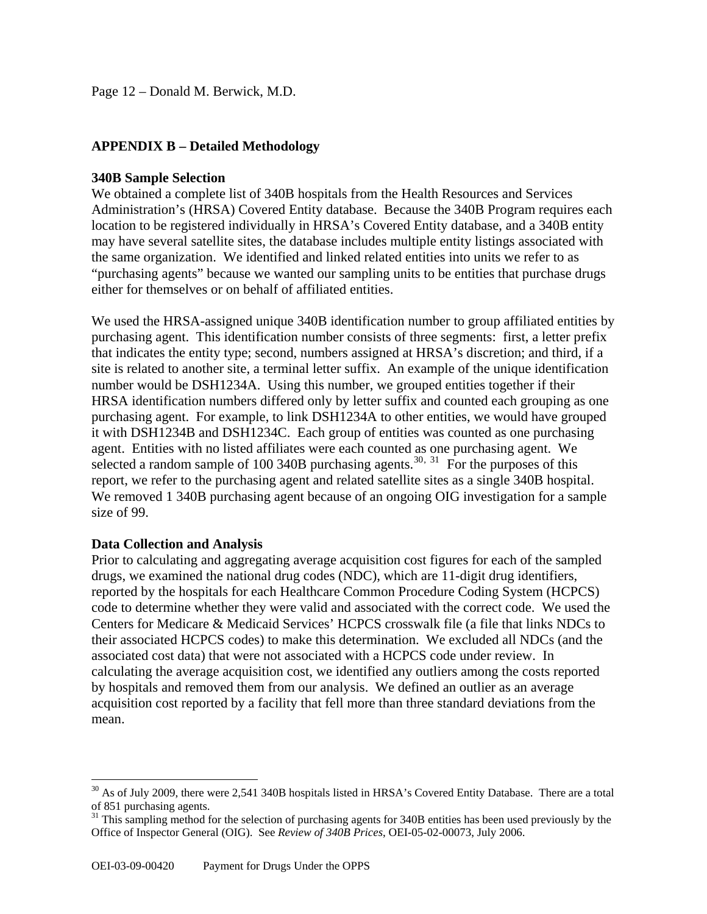## APPENDIX B – Detailed Methodology

### 340B Sample Selection

We obtained a complete list of 340B hospitals from the Health Resources and Services Administration's (HRSA) Covered Entity database. Because the 340B Program requires each location to be registered individually in HRSA's Covered Entity database, and a 340B entity may have several satellite sites, the database includes multiple entity listings associated with the same organization. We identified and linked related entities into units we refer to as "purchasing agents" because we wanted our sampling units to be entities that purchase drugs either for themselves or on behalf of affiliated entities.

We used the HRSA-assigned unique 340B identification number to group affiliated entities by purchasing agent. This identification number consists of three segments: first, a letter prefix that indicates the entity type; second, numbers assigned at HRSA's discretion; and third, if a site is related to another site, a terminal letter suffix. An example of the unique identification number would be DSH1234A. Using this number, we grouped entities together if their HRSA identification numbers differed only by letter suffix and counted each grouping as one purchasing agent. For example, to link DSH1234A to other entities, we would have grouped it with DSH1234B and DSH1234C. Each group of entities was counted as one purchasing agent. Entities with no listed affiliates were each counted as one purchasing agent. We selected a random sample of 100 340B purchasing agents.[30, 31] For the purposes of this report, we refer to the purchasing agent and related satellite sites as a single 340B hospital. We removed 1 340B purchasing agent because of an ongoing OIG investigation for a sample size of 99.

### Data Collection and Analysis

Prior to calculating and aggregating average acquisition cost figures for each of the sampled drugs, we examined the national drug codes (NDC), which are 11-digit drug identifiers, reported by the hospitals for each Healthcare Common Procedure Coding System (HCPCS) code to determine whether they were valid and associated with the correct code. We used the Centers for Medicare & Medicaid Services' HCPCS crosswalk file (a file that links NDCs to their associated HCPCS codes) to make this determination. We excluded all NDCs (and the associated cost data) that were not associated with a HCPCS code under review. In calculating the average acquisition cost, we identified any outliers among the costs reported by hospitals and removed them from our analysis. We defined an outlier as an average acquisition cost reported by a facility that fell more than three standard deviations from the mean.

---

[30] As of July 2009, there were 2,541 340B hospitals listed in HRSA's Covered Entity Database. There are a total of 851 purchasing agents.

[31] This sampling method for the selection of purchasing agents for 340B entities has been used previously by the Office of Inspector General (OIG). See *Review of 340B Prices*, OEI-05-02-00073, July 2006.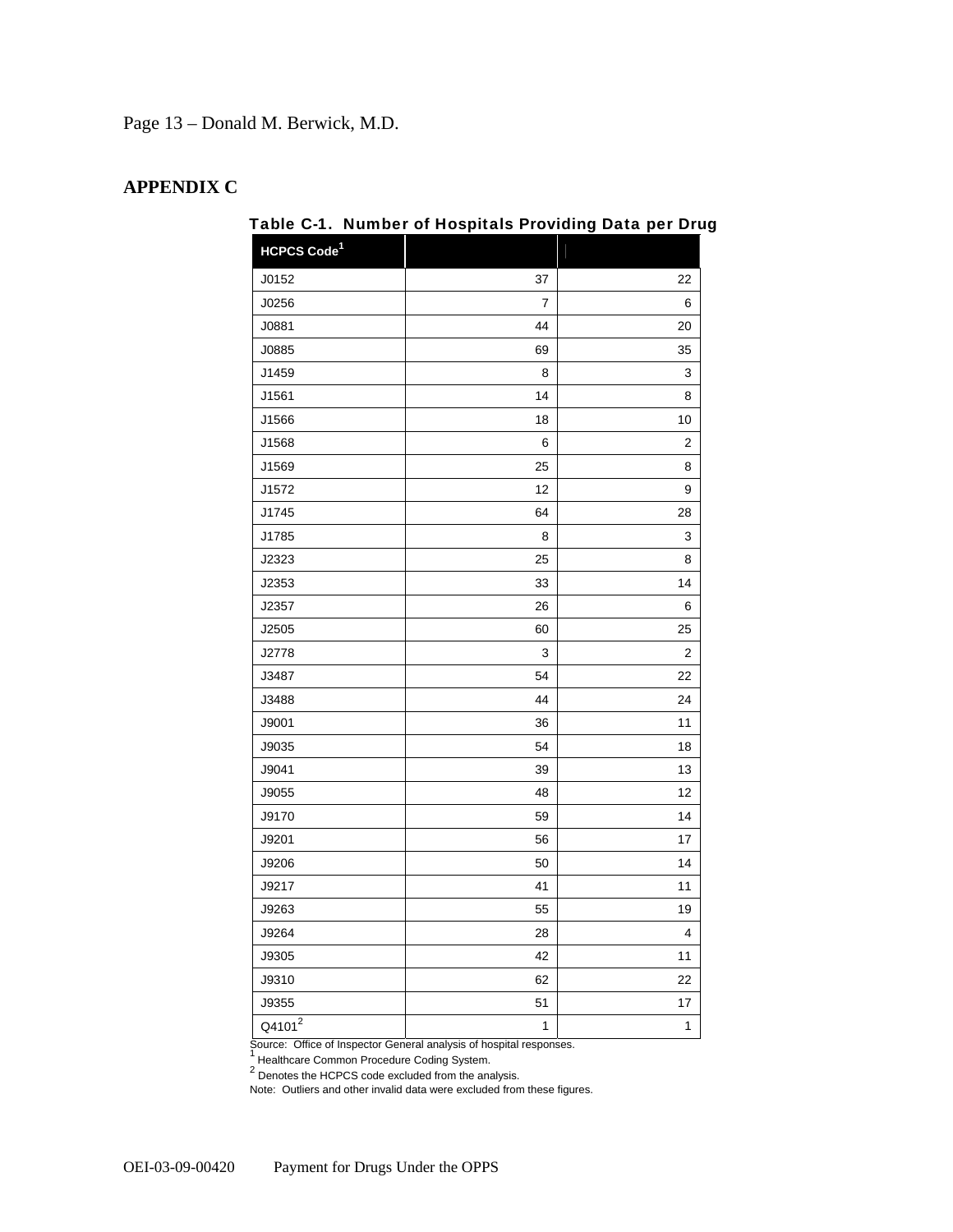Page 13 – Donald M. Berwick, M.D.

## APPENDIX C

**Table C-1. Number of Hospitals Providing Data per Drug**

| HCPCS Code[1] | | |
|---|---|---|
| J0152 | 37 | 22 |
| J0256 | 7 | 6 |
| J0881 | 44 | 20 |
| J0885 | 69 | 35 |
| J1459 | 8 | 3 |
| J1561 | 14 | 8 |
| J1566 | 18 | 10 |
| J1568 | 6 | 2 |
| J1569 | 25 | 8 |
| J1572 | 12 | 9 |
| J1745 | 64 | 28 |
| J1785 | 8 | 3 |
| J2323 | 25 | 8 |
| J2353 | 33 | 14 |
| J2357 | 26 | 6 |
| J2505 | 60 | 25 |
| J2778 | 3 | 2 |
| J3487 | 54 | 22 |
| J3488 | 44 | 24 |
| J9001 | 36 | 11 |
| J9035 | 54 | 18 |
| J9041 | 39 | 13 |
| J9055 | 48 | 12 |
| J9170 | 59 | 14 |
| J9201 | 56 | 17 |
| J9206 | 50 | 14 |
| J9217 | 41 | 11 |
| J9263 | 55 | 19 |
| J9264 | 28 | 4 |
| J9305 | 42 | 11 |
| J9310 | 62 | 22 |
| J9355 | 51 | 17 |
| Q4101[2] | 1 | 1 |

Source: Office of Inspector General analysis of hospital responses.

[1] Healthcare Common Procedure Coding System.

[2] Denotes the HCPCS code excluded from the analysis.

Note: Outliers and other invalid data were excluded from these figures.

OEI-03-09-00420 Payment for Drugs Under the OPPS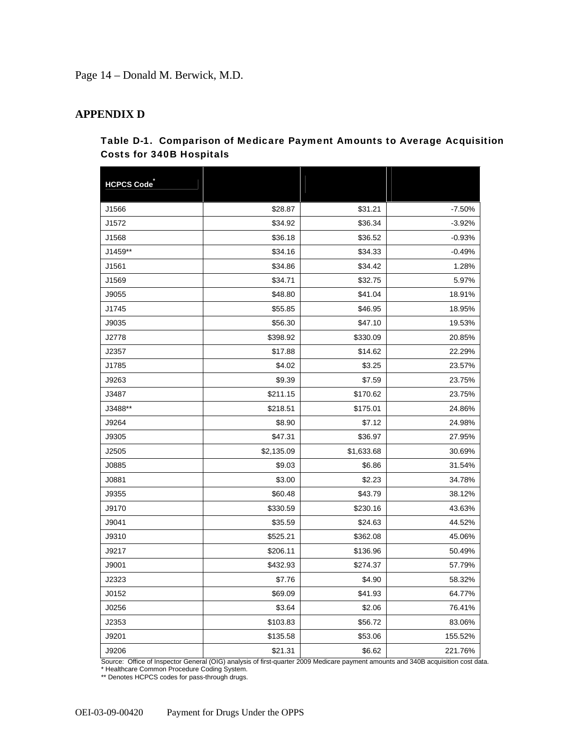## APPENDIX D

**Table D-1. Comparison of Medicare Payment Amounts to Average Acquisition Costs for 340B Hospitals**

| HCPCS Code* | | | |
|---|---|---|---|
| J1566 | $28.87 | $31.21 | -7.50% |
| J1572 | $34.92 | $36.34 | -3.92% |
| J1568 | $36.18 | $36.52 | -0.93% |
| J1459** | $34.16 | $34.33 | -0.49% |
| J1561 | $34.86 | $34.42 | 1.28% |
| J1569 | $34.71 | $32.75 | 5.97% |
| J9055 | $48.80 | $41.04 | 18.91% |
| J1745 | $55.85 | $46.95 | 18.95% |
| J9035 | $56.30 | $47.10 | 19.53% |
| J2778 | $398.92 | $330.09 | 20.85% |
| J2357 | $17.88 | $14.62 | 22.29% |
| J1785 | $4.02 | $3.25 | 23.57% |
| J9263 | $9.39 | $7.59 | 23.75% |
| J3487 | $211.15 | $170.62 | 23.75% |
| J3488** | $218.51 | $175.01 | 24.86% |
| J9264 | $8.90 | $7.12 | 24.98% |
| J9305 | $47.31 | $36.97 | 27.95% |
| J2505 | $2,135.09 | $1,633.68 | 30.69% |
| J0885 | $9.03 | $6.86 | 31.54% |
| J0881 | $3.00 | $2.23 | 34.78% |
| J9355 | $60.48 | $43.79 | 38.12% |
| J9170 | $330.59 | $230.16 | 43.63% |
| J9041 | $35.59 | $24.63 | 44.52% |
| J9310 | $525.21 | $362.08 | 45.06% |
| J9217 | $206.11 | $136.96 | 50.49% |
| J9001 | $432.93 | $274.37 | 57.79% |
| J2323 | $7.76 | $4.90 | 58.32% |
| J0152 | $69.09 | $41.93 | 64.77% |
| J0256 | $3.64 | $2.06 | 76.41% |
| J2353 | $103.83 | $56.72 | 83.06% |
| J9201 | $135.58 | $53.06 | 155.52% |
| J9206 | $21.31 | $6.62 | 221.76% |

Source: Office of Inspector General (OIG) analysis of first-quarter 2009 Medicare payment amounts and 340B acquisition cost data.
* Healthcare Common Procedure Coding System.
** Denotes HCPCS codes for pass-through drugs.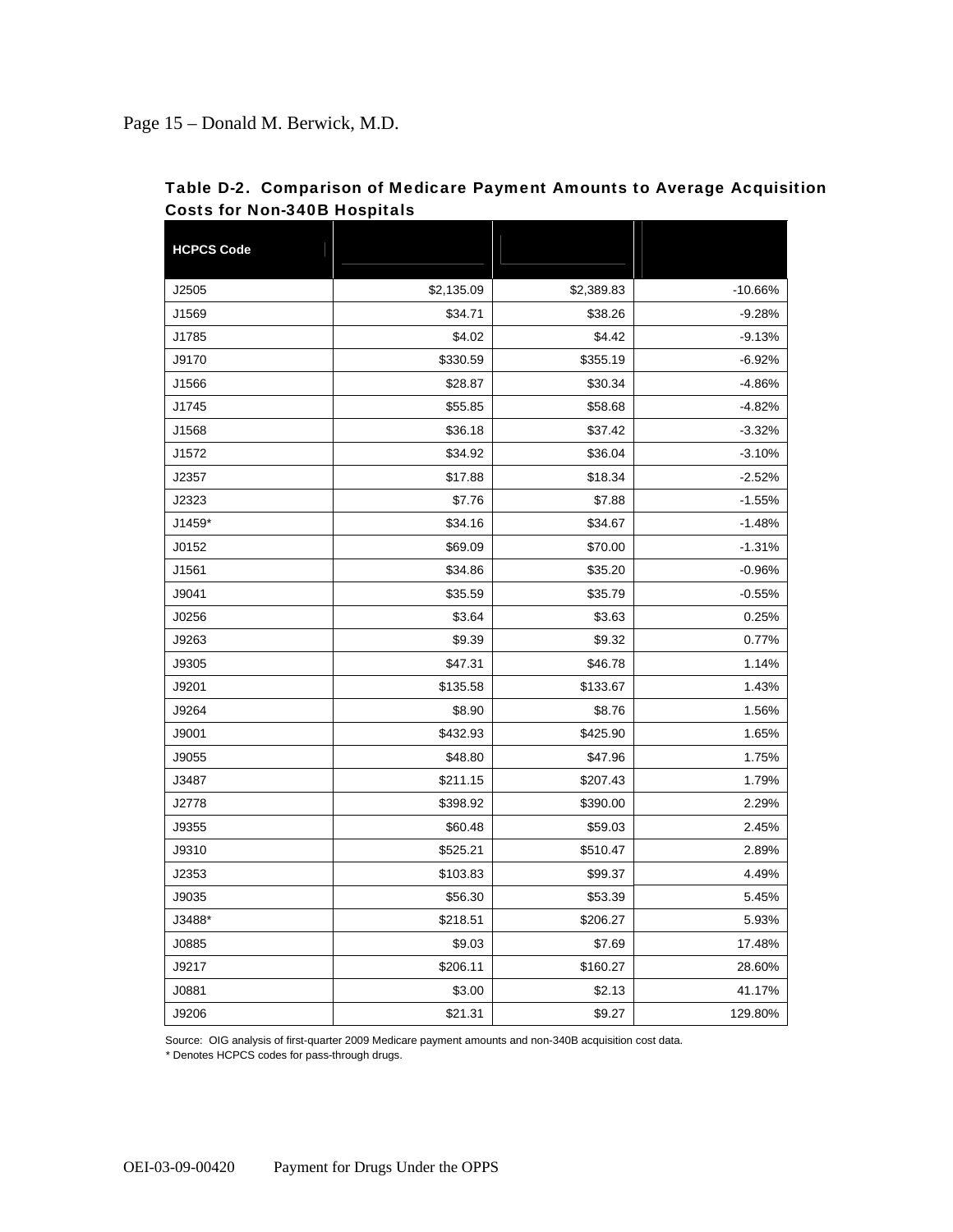**Table D-2. Comparison of Medicare Payment Amounts to Average Acquisition Costs for Non-340B Hospitals**

| HCPCS Code | | | |
|---|---|---|---|
| J2505 | $2,135.09 | $2,389.83 | -10.66% |
| J1569 | $34.71 | $38.26 | -9.28% |
| J1785 | $4.02 | $4.42 | -9.13% |
| J9170 | $330.59 | $355.19 | -6.92% |
| J1566 | $28.87 | $30.34 | -4.86% |
| J1745 | $55.85 | $58.68 | -4.82% |
| J1568 | $36.18 | $37.42 | -3.32% |
| J1572 | $34.92 | $36.04 | -3.10% |
| J2357 | $17.88 | $18.34 | -2.52% |
| J2323 | $7.76 | $7.88 | -1.55% |
| J1459* | $34.16 | $34.67 | -1.48% |
| J0152 | $69.09 | $70.00 | -1.31% |
| J1561 | $34.86 | $35.20 | -0.96% |
| J9041 | $35.59 | $35.79 | -0.55% |
| J0256 | $3.64 | $3.63 | 0.25% |
| J9263 | $9.39 | $9.32 | 0.77% |
| J9305 | $47.31 | $46.78 | 1.14% |
| J9201 | $135.58 | $133.67 | 1.43% |
| J9264 | $8.90 | $8.76 | 1.56% |
| J9001 | $432.93 | $425.90 | 1.65% |
| J9055 | $48.80 | $47.96 | 1.75% |
| J3487 | $211.15 | $207.43 | 1.79% |
| J2778 | $398.92 | $390.00 | 2.29% |
| J9355 | $60.48 | $59.03 | 2.45% |
| J9310 | $525.21 | $510.47 | 2.89% |
| J2353 | $103.83 | $99.37 | 4.49% |
| J9035 | $56.30 | $53.39 | 5.45% |
| J3488* | $218.51 | $206.27 | 5.93% |
| J0885 | $9.03 | $7.69 | 17.48% |
| J9217 | $206.11 | $160.27 | 28.60% |
| J0881 | $3.00 | $2.13 | 41.17% |
| J9206 | $21.31 | $9.27 | 129.80% |

Source: OIG analysis of first-quarter 2009 Medicare payment amounts and non-340B acquisition cost data.

* Denotes HCPCS codes for pass-through drugs.